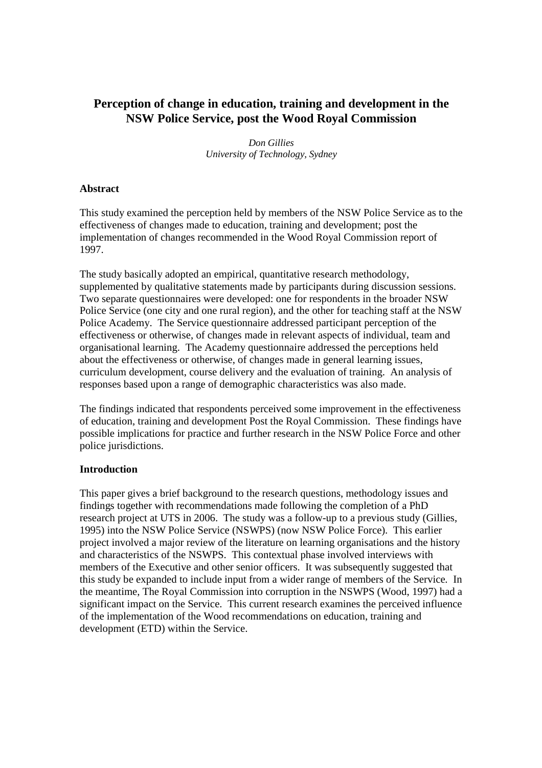# Perception of change in education, training and development in the NSW Police Service, post the Wood Royal Commission

*Don Gillies*
*University of Technology, Sydney*

## Abstract

This study examined the perception held by members of the NSW Police Service as to the effectiveness of changes made to education, training and development; post the implementation of changes recommended in the Wood Royal Commission report of 1997.

The study basically adopted an empirical, quantitative research methodology, supplemented by qualitative statements made by participants during discussion sessions. Two separate questionnaires were developed: one for respondents in the broader NSW Police Service (one city and one rural region), and the other for teaching staff at the NSW Police Academy. The Service questionnaire addressed participant perception of the effectiveness or otherwise, of changes made in relevant aspects of individual, team and organisational learning. The Academy questionnaire addressed the perceptions held about the effectiveness or otherwise, of changes made in general learning issues, curriculum development, course delivery and the evaluation of training. An analysis of responses based upon a range of demographic characteristics was also made.

The findings indicated that respondents perceived some improvement in the effectiveness of education, training and development Post the Royal Commission. These findings have possible implications for practice and further research in the NSW Police Force and other police jurisdictions.

## Introduction

This paper gives a brief background to the research questions, methodology issues and findings together with recommendations made following the completion of a PhD research project at UTS in 2006. The study was a follow-up to a previous study (Gillies, 1995) into the NSW Police Service (NSWPS) (now NSW Police Force). This earlier project involved a major review of the literature on learning organisations and the history and characteristics of the NSWPS. This contextual phase involved interviews with members of the Executive and other senior officers. It was subsequently suggested that this study be expanded to include input from a wider range of members of the Service. In the meantime, The Royal Commission into corruption in the NSWPS (Wood, 1997) had a significant impact on the Service. This current research examines the perceived influence of the implementation of the Wood recommendations on education, training and development (ETD) within the Service.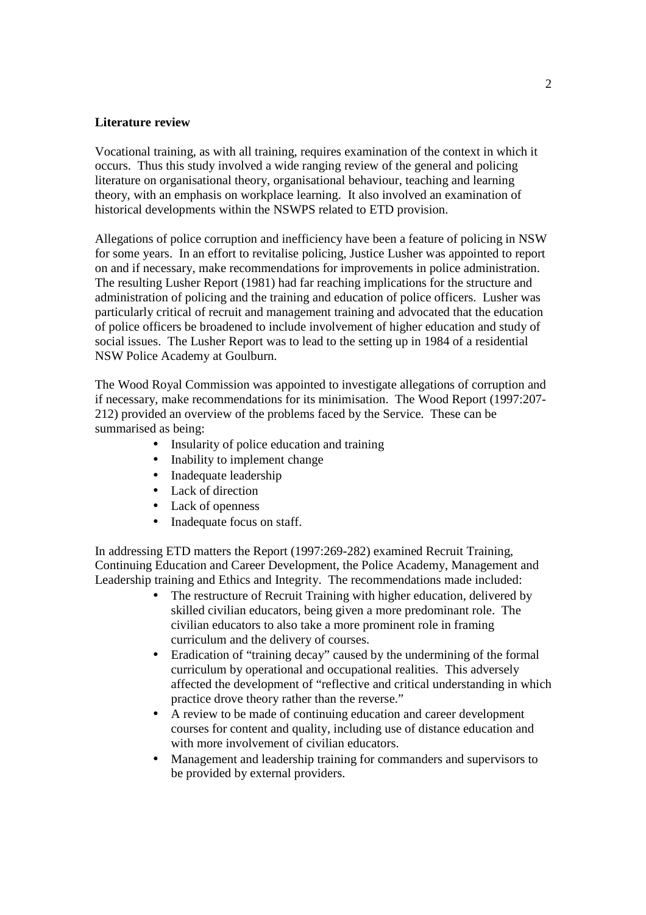**Literature review**

Vocational training, as with all training, requires examination of the context in which it occurs. Thus this study involved a wide ranging review of the general and policing literature on organisational theory, organisational behaviour, teaching and learning theory, with an emphasis on workplace learning. It also involved an examination of historical developments within the NSWPS related to ETD provision.

Allegations of police corruption and inefficiency have been a feature of policing in NSW for some years. In an effort to revitalise policing, Justice Lusher was appointed to report on and if necessary, make recommendations for improvements in police administration. The resulting Lusher Report (1981) had far reaching implications for the structure and administration of policing and the training and education of police officers. Lusher was particularly critical of recruit and management training and advocated that the education of police officers be broadened to include involvement of higher education and study of social issues. The Lusher Report was to lead to the setting up in 1984 of a residential NSW Police Academy at Goulburn.

The Wood Royal Commission was appointed to investigate allegations of corruption and if necessary, make recommendations for its minimisation. The Wood Report (1997:207-212) provided an overview of the problems faced by the Service. These can be summarised as being:

- Insularity of police education and training
- Inability to implement change
- Inadequate leadership
- Lack of direction
- Lack of openness
- Inadequate focus on staff.

In addressing ETD matters the Report (1997:269-282) examined Recruit Training, Continuing Education and Career Development, the Police Academy, Management and Leadership training and Ethics and Integrity. The recommendations made included:

- The restructure of Recruit Training with higher education, delivered by skilled civilian educators, being given a more predominant role. The civilian educators to also take a more prominent role in framing curriculum and the delivery of courses.
- Eradication of "training decay" caused by the undermining of the formal curriculum by operational and occupational realities. This adversely affected the development of "reflective and critical understanding in which practice drove theory rather than the reverse."
- A review to be made of continuing education and career development courses for content and quality, including use of distance education and with more involvement of civilian educators.
- Management and leadership training for commanders and supervisors to be provided by external providers.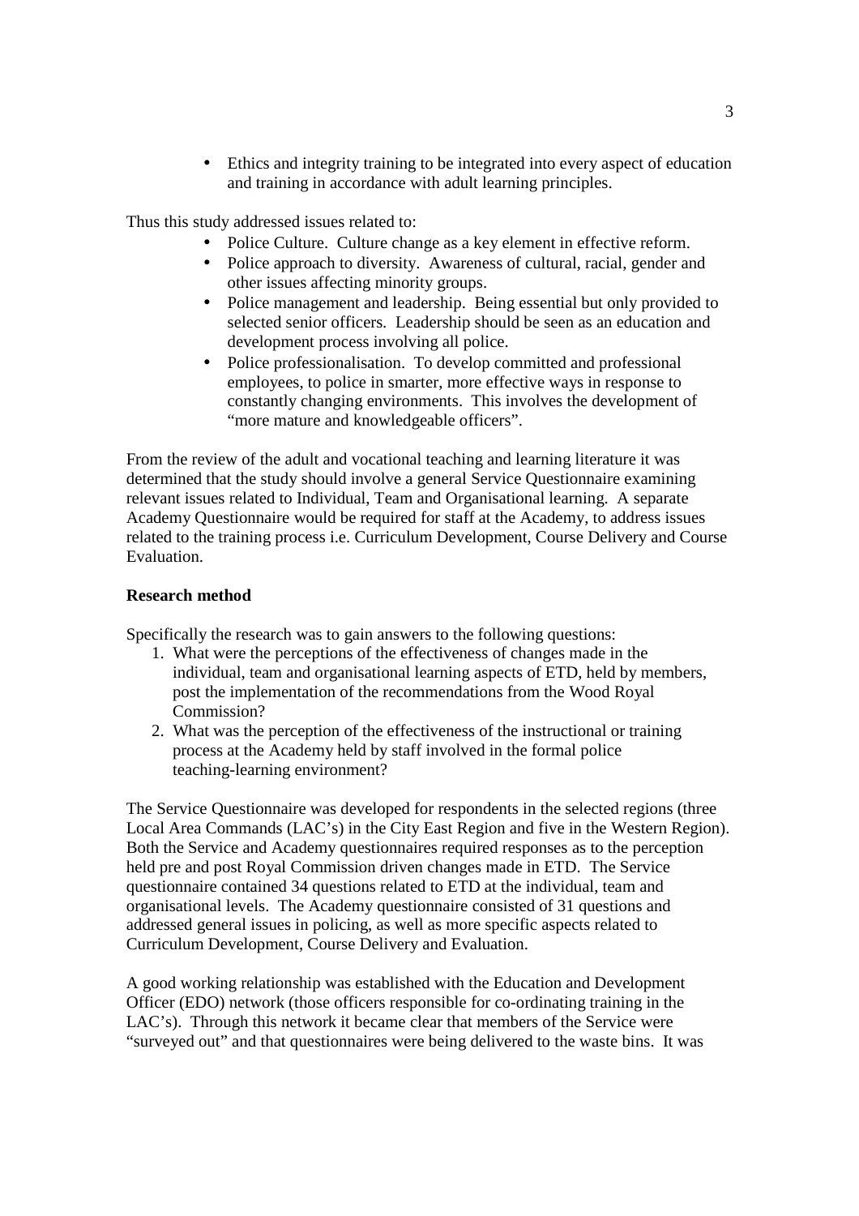- Ethics and integrity training to be integrated into every aspect of education and training in accordance with adult learning principles.

Thus this study addressed issues related to:

- Police Culture. Culture change as a key element in effective reform.
- Police approach to diversity. Awareness of cultural, racial, gender and other issues affecting minority groups.
- Police management and leadership. Being essential but only provided to selected senior officers. Leadership should be seen as an education and development process involving all police.
- Police professionalisation. To develop committed and professional employees, to police in smarter, more effective ways in response to constantly changing environments. This involves the development of "more mature and knowledgeable officers".

From the review of the adult and vocational teaching and learning literature it was determined that the study should involve a general Service Questionnaire examining relevant issues related to Individual, Team and Organisational learning. A separate Academy Questionnaire would be required for staff at the Academy, to address issues related to the training process i.e. Curriculum Development, Course Delivery and Course Evaluation.

**Research method**

Specifically the research was to gain answers to the following questions:

1. What were the perceptions of the effectiveness of changes made in the individual, team and organisational learning aspects of ETD, held by members, post the implementation of the recommendations from the Wood Royal Commission?
2. What was the perception of the effectiveness of the instructional or training process at the Academy held by staff involved in the formal police teaching-learning environment?

The Service Questionnaire was developed for respondents in the selected regions (three Local Area Commands (LAC's) in the City East Region and five in the Western Region). Both the Service and Academy questionnaires required responses as to the perception held pre and post Royal Commission driven changes made in ETD. The Service questionnaire contained 34 questions related to ETD at the individual, team and organisational levels. The Academy questionnaire consisted of 31 questions and addressed general issues in policing, as well as more specific aspects related to Curriculum Development, Course Delivery and Evaluation.

A good working relationship was established with the Education and Development Officer (EDO) network (those officers responsible for co-ordinating training in the LAC's). Through this network it became clear that members of the Service were "surveyed out" and that questionnaires were being delivered to the waste bins. It was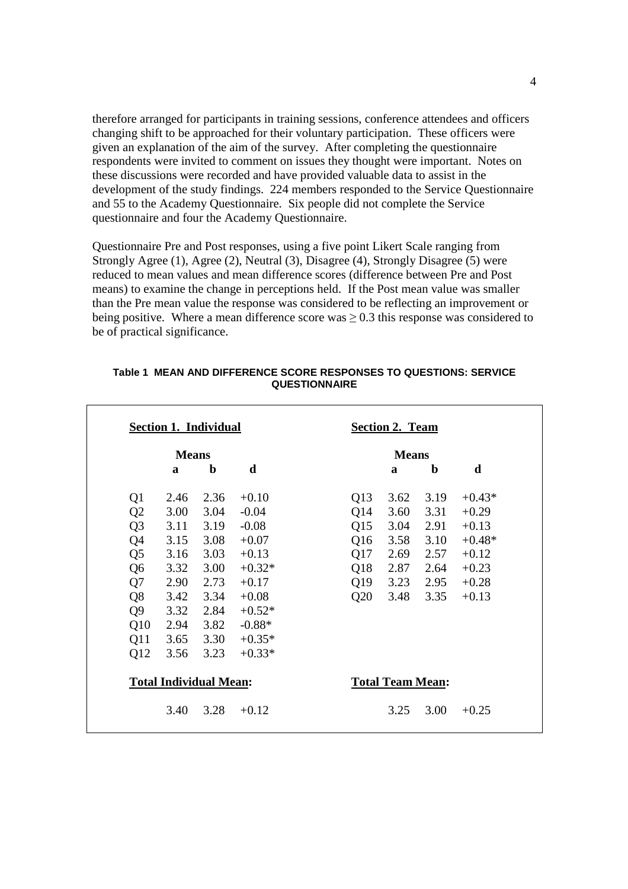therefore arranged for participants in training sessions, conference attendees and officers changing shift to be approached for their voluntary participation. These officers were given an explanation of the aim of the survey. After completing the questionnaire respondents were invited to comment on issues they thought were important. Notes on these discussions were recorded and have provided valuable data to assist in the development of the study findings. 224 members responded to the Service Questionnaire and 55 to the Academy Questionnaire. Six people did not complete the Service questionnaire and four the Academy Questionnaire.

Questionnaire Pre and Post responses, using a five point Likert Scale ranging from Strongly Agree (1), Agree (2), Neutral (3), Disagree (4), Strongly Disagree (5) were reduced to mean values and mean difference scores (difference between Pre and Post means) to examine the change in perceptions held. If the Post mean value was smaller than the Pre mean value the response was considered to be reflecting an improvement or being positive. Where a mean difference score was ≥ 0.3 this response was considered to be of practical significance.

**Table 1 MEAN AND DIFFERENCE SCORE RESPONSES TO QUESTIONS: SERVICE QUESTIONNAIRE**

| **Section 1. Individual** | | | | **Section 2. Team** | | | |
|---|---|---|---|---|---|---|---|
| | **Means** | | | | **Means** | | |
| | **a** | **b** | **d** | | **a** | **b** | **d** |
| Q1 | 2.46 | 2.36 | +0.10 | Q13 | 3.62 | 3.19 | +0.43* |
| Q2 | 3.00 | 3.04 | -0.04 | Q14 | 3.60 | 3.31 | +0.29 |
| Q3 | 3.11 | 3.19 | -0.08 | Q15 | 3.04 | 2.91 | +0.13 |
| Q4 | 3.15 | 3.08 | +0.07 | Q16 | 3.58 | 3.10 | +0.48* |
| Q5 | 3.16 | 3.03 | +0.13 | Q17 | 2.69 | 2.57 | +0.12 |
| Q6 | 3.32 | 3.00 | +0.32* | Q18 | 2.87 | 2.64 | +0.23 |
| Q7 | 2.90 | 2.73 | +0.17 | Q19 | 3.23 | 2.95 | +0.28 |
| Q8 | 3.42 | 3.34 | +0.08 | Q20 | 3.48 | 3.35 | +0.13 |
| Q9 | 3.32 | 2.84 | +0.52* | | | | |
| Q10 | 2.94 | 3.82 | -0.88* | | | | |
| Q11 | 3.65 | 3.30 | +0.35* | | | | |
| Q12 | 3.56 | 3.23 | +0.33* | | | | |
| **Total Individual Mean:** | | | | **Total Team Mean:** | | | |
| | 3.40 | 3.28 | +0.12 | | 3.25 | 3.00 | +0.25 |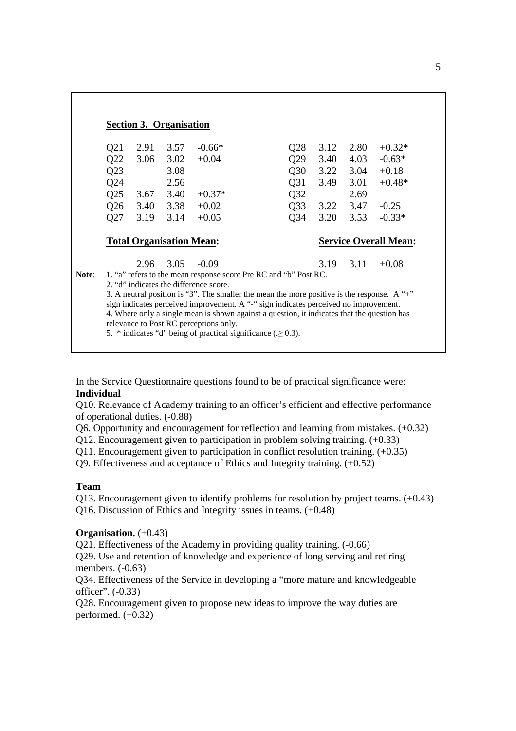**Section 3. Organisation**

| Q | a | b | d | Q | a | b | d |
|---|---|---|---|---|---|---|---|
| Q21 | 2.91 | 3.57 | -0.66* | Q28 | 3.12 | 2.80 | +0.32* |
| Q22 | 3.06 | 3.02 | +0.04 | Q29 | 3.40 | 4.03 | -0.63* |
| Q23 | | 3.08 | | Q30 | 3.22 | 3.04 | +0.18 |
| Q24 | | 2.56 | | Q31 | 3.49 | 3.01 | +0.48* |
| Q25 | 3.67 | 3.40 | +0.37* | Q32 | | 2.69 | |
| Q26 | 3.40 | 3.38 | +0.02 | Q33 | 3.22 | 3.47 | -0.25 |
| Q27 | 3.19 | 3.14 | +0.05 | Q34 | 3.20 | 3.53 | -0.33* |

| **Total Organisation Mean:** | | | | **Service Overall Mean:** | | |
|---|---|---|---|---|---|---|
| 2.96 | 3.05 | -0.09 | | 3.19 | 3.11 | +0.08 |

**Note**:
1. "a" refers to the mean response score Pre RC and "b" Post RC.
2. "d" indicates the difference score.
3. A neutral position is "3". The smaller the mean the more positive is the response. A "+" sign indicates perceived improvement. A "-" sign indicates perceived no improvement.
4. Where only a single mean is shown against a question, it indicates that the question has relevance to Post RC perceptions only.
5. * indicates "d" being of practical significance (.≥ 0.3).

In the Service Questionnaire questions found to be of practical significance were:

**Individual**

Q10. Relevance of Academy training to an officer's efficient and effective performance of operational duties. (-0.88)

Q6. Opportunity and encouragement for reflection and learning from mistakes. (+0.32)

Q12. Encouragement given to participation in problem solving training. (+0.33)

Q11. Encouragement given to participation in conflict resolution training. (+0.35)

Q9. Effectiveness and acceptance of Ethics and Integrity training. (+0.52)

**Team**

Q13. Encouragement given to identify problems for resolution by project teams. (+0.43)

Q16. Discussion of Ethics and Integrity issues in teams. (+0.48)

**Organisation.** (+0.43)

Q21. Effectiveness of the Academy in providing quality training. (-0.66)

Q29. Use and retention of knowledge and experience of long serving and retiring members. (-0.63)

Q34. Effectiveness of the Service in developing a "more mature and knowledgeable officer". (-0.33)

Q28. Encouragement given to propose new ideas to improve the way duties are performed. (+0.32)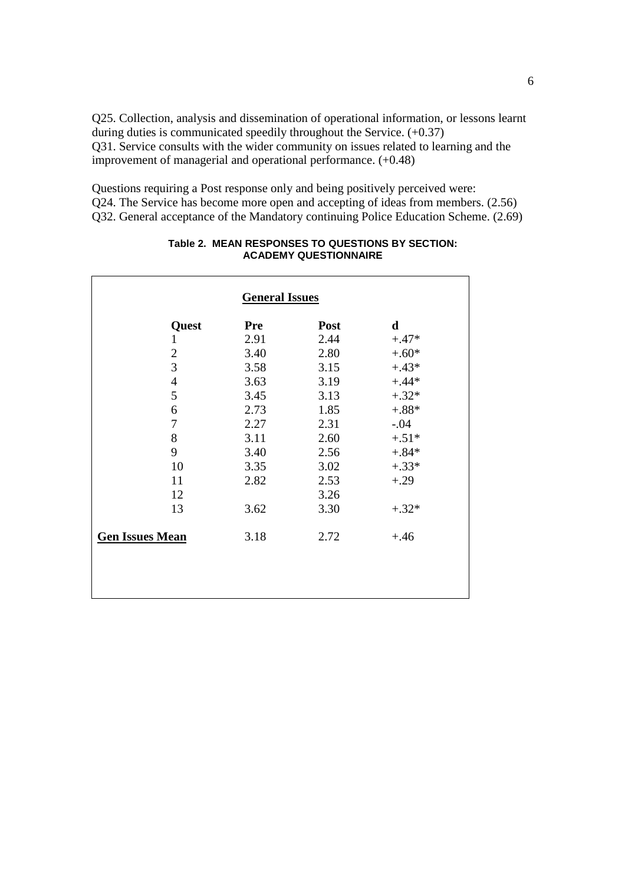Q25. Collection, analysis and dissemination of operational information, or lessons learnt during duties is communicated speedily throughout the Service. (+0.37)
Q31. Service consults with the wider community on issues related to learning and the improvement of managerial and operational performance. (+0.48)

Questions requiring a Post response only and being positively perceived were:
Q24. The Service has become more open and accepting of ideas from members. (2.56)
Q32. General acceptance of the Mandatory continuing Police Education Scheme. (2.69)

**Table 2. MEAN RESPONSES TO QUESTIONS BY SECTION: ACADEMY QUESTIONNAIRE**

**General Issues**

| Quest | Pre | Post | d |
|---|---|---|---|
| 1 | 2.91 | 2.44 | +.47* |
| 2 | 3.40 | 2.80 | +.60* |
| 3 | 3.58 | 3.15 | +.43* |
| 4 | 3.63 | 3.19 | +.44* |
| 5 | 3.45 | 3.13 | +.32* |
| 6 | 2.73 | 1.85 | +.88* |
| 7 | 2.27 | 2.31 | -.04 |
| 8 | 3.11 | 2.60 | +.51* |
| 9 | 3.40 | 2.56 | +.84* |
| 10 | 3.35 | 3.02 | +.33* |
| 11 | 2.82 | 2.53 | +.29 |
| 12 | | 3.26 | |
| 13 | 3.62 | 3.30 | +.32* |
| **Gen Issues Mean** | 3.18 | 2.72 | +.46 |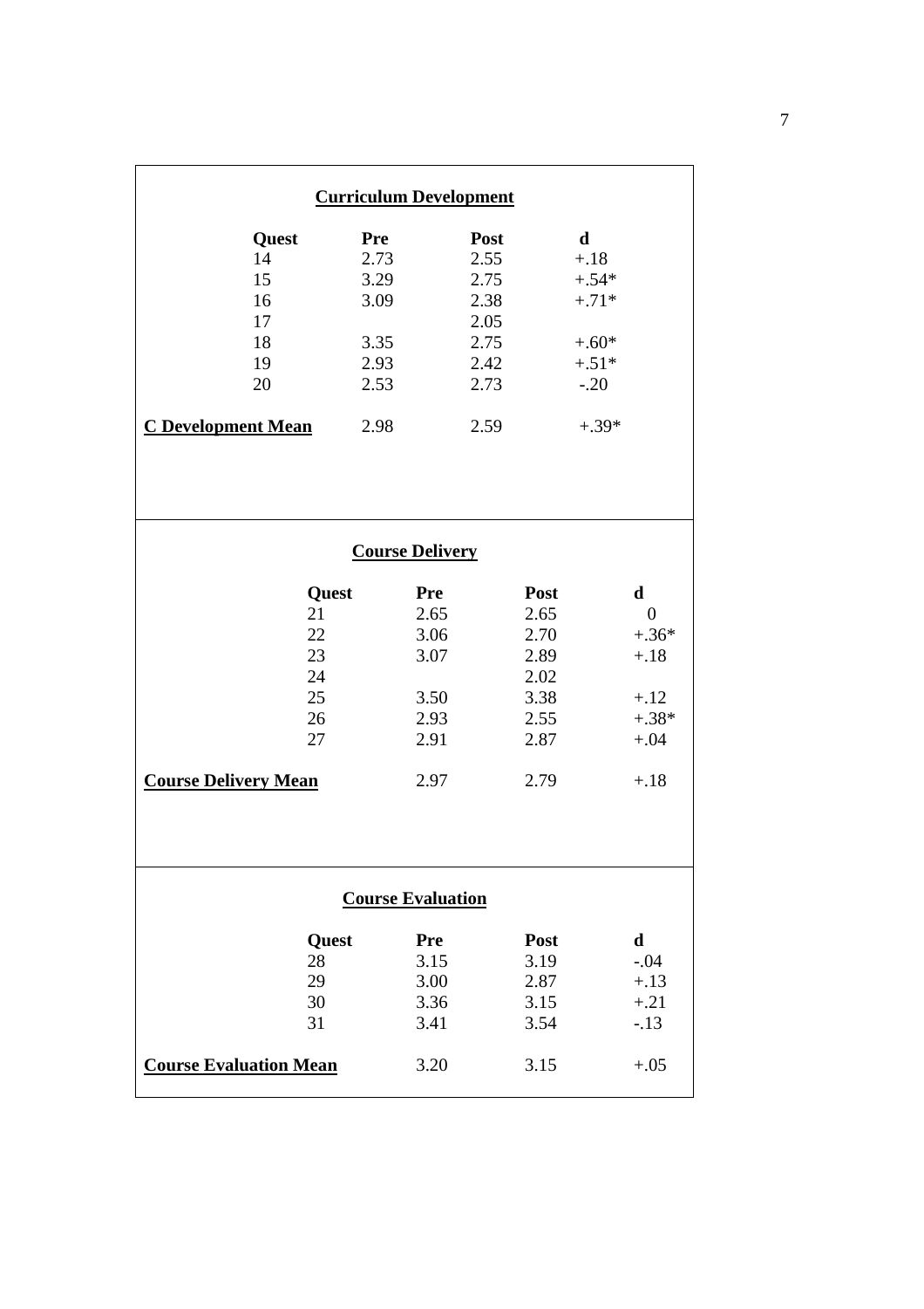**Curriculum Development**

| Quest | Pre | Post | d |
|---|---|---|---|
| 14 | 2.73 | 2.55 | +.18 |
| 15 | 3.29 | 2.75 | +.54* |
| 16 | 3.09 | 2.38 | +.71* |
| 17 | | 2.05 | |
| 18 | 3.35 | 2.75 | +.60* |
| 19 | 2.93 | 2.42 | +.51* |
| 20 | 2.53 | 2.73 | -.20 |
| **C Development Mean** | 2.98 | 2.59 | +.39* |

**Course Delivery**

| Quest | Pre | Post | d |
|---|---|---|---|
| 21 | 2.65 | 2.65 | 0 |
| 22 | 3.06 | 2.70 | +.36* |
| 23 | 3.07 | 2.89 | +.18 |
| 24 | | 2.02 | |
| 25 | 3.50 | 3.38 | +.12 |
| 26 | 2.93 | 2.55 | +.38* |
| 27 | 2.91 | 2.87 | +.04 |
| **Course Delivery Mean** | 2.97 | 2.79 | +.18 |

**Course Evaluation**

| Quest | Pre | Post | d |
|---|---|---|---|
| 28 | 3.15 | 3.19 | -.04 |
| 29 | 3.00 | 2.87 | +.13 |
| 30 | 3.36 | 3.15 | +.21 |
| 31 | 3.41 | 3.54 | -.13 |
| **Course Evaluation Mean** | 3.20 | 3.15 | +.05 |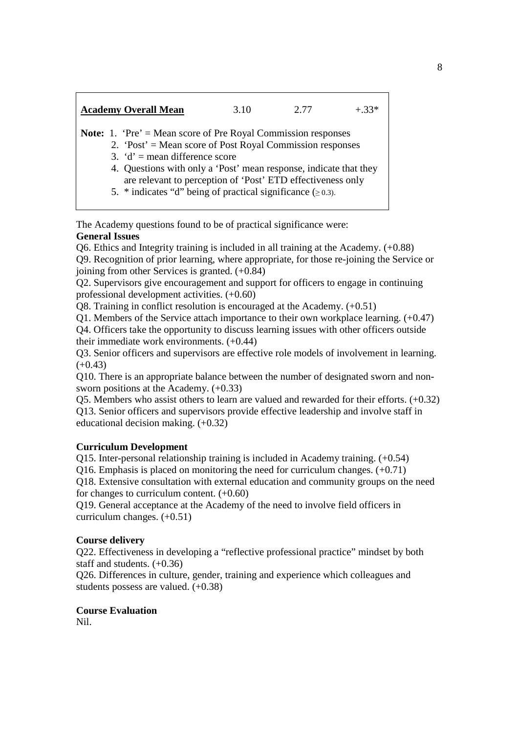| **Academy Overall Mean** | 3.10 | 2.77 | +.33* |
|---|---|---|---|

**Note:** 1. 'Pre' = Mean score of Pre Royal Commission responses
2. 'Post' = Mean score of Post Royal Commission responses
3. 'd' = mean difference score
4. Questions with only a 'Post' mean response, indicate that they are relevant to perception of 'Post' ETD effectiveness only
5. * indicates "d" being of practical significance ($\geq$ 0.3).

The Academy questions found to be of practical significance were:

**General Issues**

Q6. Ethics and Integrity training is included in all training at the Academy. (+0.88)

Q9. Recognition of prior learning, where appropriate, for those re-joining the Service or joining from other Services is granted. (+0.84)

Q2. Supervisors give encouragement and support for officers to engage in continuing professional development activities. (+0.60)

Q8. Training in conflict resolution is encouraged at the Academy. (+0.51)

Q1. Members of the Service attach importance to their own workplace learning. (+0.47)

Q4. Officers take the opportunity to discuss learning issues with other officers outside their immediate work environments. (+0.44)

Q3. Senior officers and supervisors are effective role models of involvement in learning. (+0.43)

Q10. There is an appropriate balance between the number of designated sworn and non-sworn positions at the Academy. (+0.33)

Q5. Members who assist others to learn are valued and rewarded for their efforts. (+0.32)

Q13. Senior officers and supervisors provide effective leadership and involve staff in educational decision making. (+0.32)

**Curriculum Development**

Q15. Inter-personal relationship training is included in Academy training. (+0.54)

Q16. Emphasis is placed on monitoring the need for curriculum changes. (+0.71)

Q18. Extensive consultation with external education and community groups on the need for changes to curriculum content. (+0.60)

Q19. General acceptance at the Academy of the need to involve field officers in curriculum changes. (+0.51)

**Course delivery**

Q22. Effectiveness in developing a "reflective professional practice" mindset by both staff and students. (+0.36)

Q26. Differences in culture, gender, training and experience which colleagues and students possess are valued. (+0.38)

**Course Evaluation**

Nil.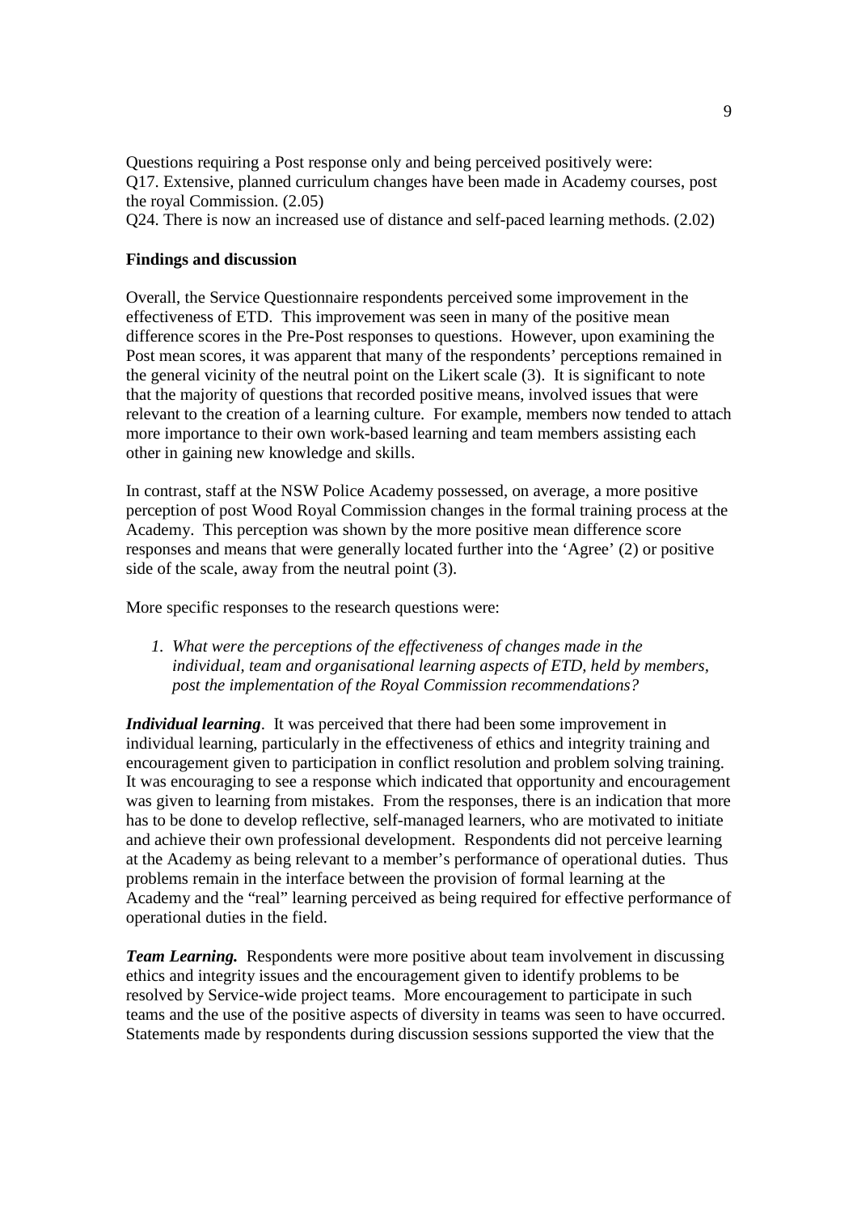Questions requiring a Post response only and being perceived positively were:
Q17. Extensive, planned curriculum changes have been made in Academy courses, post the royal Commission. (2.05)
Q24. There is now an increased use of distance and self-paced learning methods. (2.02)

**Findings and discussion**

Overall, the Service Questionnaire respondents perceived some improvement in the effectiveness of ETD. This improvement was seen in many of the positive mean difference scores in the Pre-Post responses to questions. However, upon examining the Post mean scores, it was apparent that many of the respondents' perceptions remained in the general vicinity of the neutral point on the Likert scale (3). It is significant to note that the majority of questions that recorded positive means, involved issues that were relevant to the creation of a learning culture. For example, members now tended to attach more importance to their own work-based learning and team members assisting each other in gaining new knowledge and skills.

In contrast, staff at the NSW Police Academy possessed, on average, a more positive perception of post Wood Royal Commission changes in the formal training process at the Academy. This perception was shown by the more positive mean difference score responses and means that were generally located further into the 'Agree' (2) or positive side of the scale, away from the neutral point (3).

More specific responses to the research questions were:

1. *What were the perceptions of the effectiveness of changes made in the individual, team and organisational learning aspects of ETD, held by members, post the implementation of the Royal Commission recommendations?*

***Individual learning***. It was perceived that there had been some improvement in individual learning, particularly in the effectiveness of ethics and integrity training and encouragement given to participation in conflict resolution and problem solving training. It was encouraging to see a response which indicated that opportunity and encouragement was given to learning from mistakes. From the responses, there is an indication that more has to be done to develop reflective, self-managed learners, who are motivated to initiate and achieve their own professional development. Respondents did not perceive learning at the Academy as being relevant to a member's performance of operational duties. Thus problems remain in the interface between the provision of formal learning at the Academy and the "real" learning perceived as being required for effective performance of operational duties in the field.

***Team Learning.*** Respondents were more positive about team involvement in discussing ethics and integrity issues and the encouragement given to identify problems to be resolved by Service-wide project teams. More encouragement to participate in such teams and the use of the positive aspects of diversity in teams was seen to have occurred. Statements made by respondents during discussion sessions supported the view that the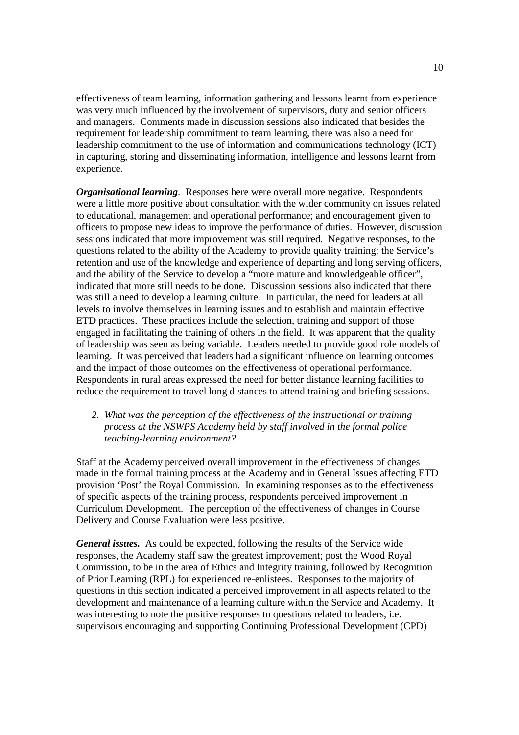effectiveness of team learning, information gathering and lessons learnt from experience was very much influenced by the involvement of supervisors, duty and senior officers and managers. Comments made in discussion sessions also indicated that besides the requirement for leadership commitment to team learning, there was also a need for leadership commitment to the use of information and communications technology (ICT) in capturing, storing and disseminating information, intelligence and lessons learnt from experience.

***Organisational learning***. Responses here were overall more negative. Respondents were a little more positive about consultation with the wider community on issues related to educational, management and operational performance; and encouragement given to officers to propose new ideas to improve the performance of duties. However, discussion sessions indicated that more improvement was still required. Negative responses, to the questions related to the ability of the Academy to provide quality training; the Service's retention and use of the knowledge and experience of departing and long serving officers, and the ability of the Service to develop a "more mature and knowledgeable officer", indicated that more still needs to be done. Discussion sessions also indicated that there was still a need to develop a learning culture. In particular, the need for leaders at all levels to involve themselves in learning issues and to establish and maintain effective ETD practices. These practices include the selection, training and support of those engaged in facilitating the training of others in the field. It was apparent that the quality of leadership was seen as being variable. Leaders needed to provide good role models of learning. It was perceived that leaders had a significant influence on learning outcomes and the impact of those outcomes on the effectiveness of operational performance. Respondents in rural areas expressed the need for better distance learning facilities to reduce the requirement to travel long distances to attend training and briefing sessions.

2. *What was the perception of the effectiveness of the instructional or training process at the NSWPS Academy held by staff involved in the formal police teaching-learning environment?*

Staff at the Academy perceived overall improvement in the effectiveness of changes made in the formal training process at the Academy and in General Issues affecting ETD provision 'Post' the Royal Commission. In examining responses as to the effectiveness of specific aspects of the training process, respondents perceived improvement in Curriculum Development. The perception of the effectiveness of changes in Course Delivery and Course Evaluation were less positive.

***General issues.*** As could be expected, following the results of the Service wide responses, the Academy staff saw the greatest improvement; post the Wood Royal Commission, to be in the area of Ethics and Integrity training, followed by Recognition of Prior Learning (RPL) for experienced re-enlistees. Responses to the majority of questions in this section indicated a perceived improvement in all aspects related to the development and maintenance of a learning culture within the Service and Academy. It was interesting to note the positive responses to questions related to leaders, i.e. supervisors encouraging and supporting Continuing Professional Development (CPD)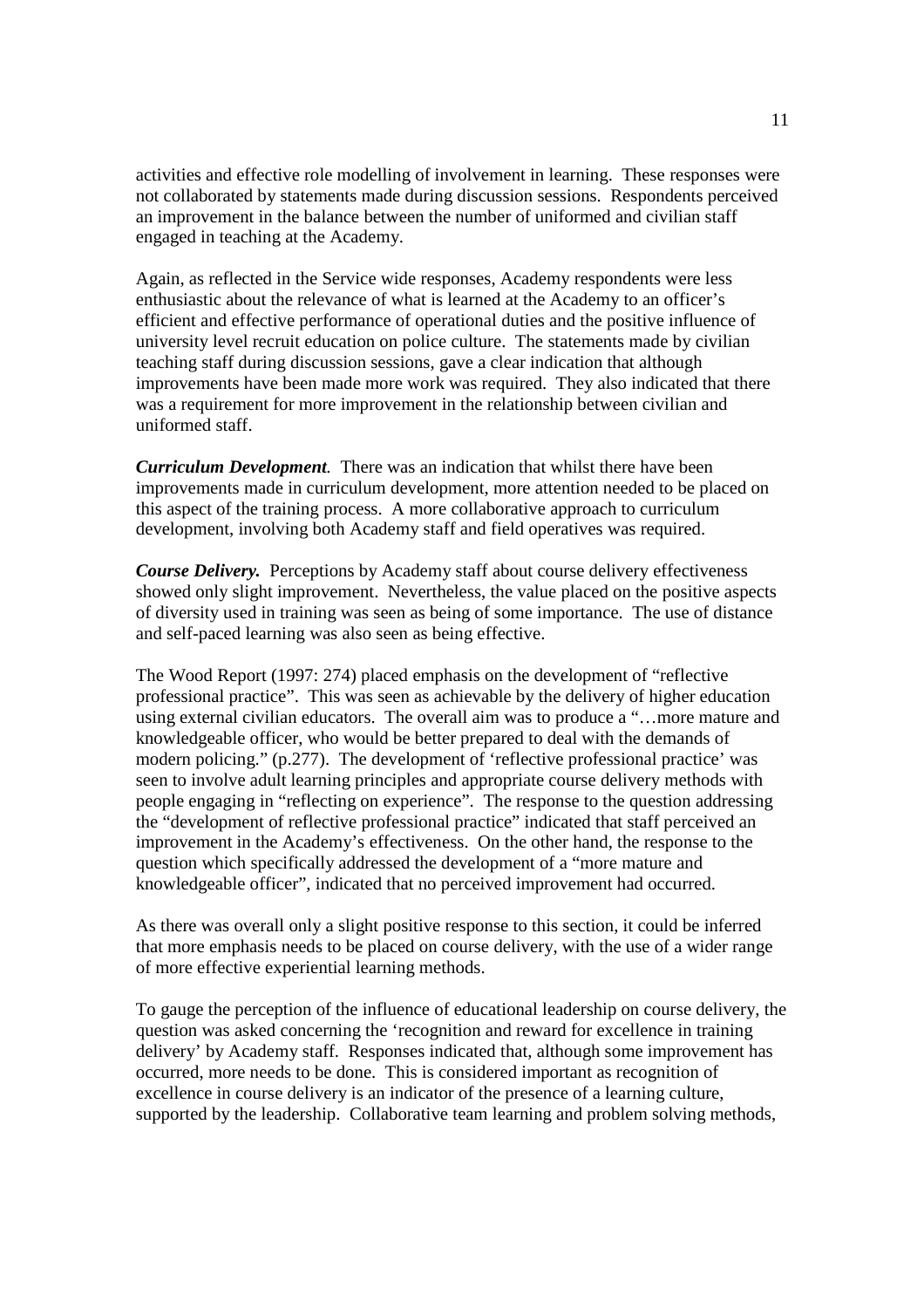activities and effective role modelling of involvement in learning. These responses were not collaborated by statements made during discussion sessions. Respondents perceived an improvement in the balance between the number of uniformed and civilian staff engaged in teaching at the Academy.

Again, as reflected in the Service wide responses, Academy respondents were less enthusiastic about the relevance of what is learned at the Academy to an officer's efficient and effective performance of operational duties and the positive influence of university level recruit education on police culture. The statements made by civilian teaching staff during discussion sessions, gave a clear indication that although improvements have been made more work was required. They also indicated that there was a requirement for more improvement in the relationship between civilian and uniformed staff.

***Curriculum Development.*** There was an indication that whilst there have been improvements made in curriculum development, more attention needed to be placed on this aspect of the training process. A more collaborative approach to curriculum development, involving both Academy staff and field operatives was required.

***Course Delivery.*** Perceptions by Academy staff about course delivery effectiveness showed only slight improvement. Nevertheless, the value placed on the positive aspects of diversity used in training was seen as being of some importance. The use of distance and self-paced learning was also seen as being effective.

The Wood Report (1997: 274) placed emphasis on the development of "reflective professional practice". This was seen as achievable by the delivery of higher education using external civilian educators. The overall aim was to produce a "…more mature and knowledgeable officer, who would be better prepared to deal with the demands of modern policing." (p.277). The development of 'reflective professional practice' was seen to involve adult learning principles and appropriate course delivery methods with people engaging in "reflecting on experience". The response to the question addressing the "development of reflective professional practice" indicated that staff perceived an improvement in the Academy's effectiveness. On the other hand, the response to the question which specifically addressed the development of a "more mature and knowledgeable officer", indicated that no perceived improvement had occurred.

As there was overall only a slight positive response to this section, it could be inferred that more emphasis needs to be placed on course delivery, with the use of a wider range of more effective experiential learning methods.

To gauge the perception of the influence of educational leadership on course delivery, the question was asked concerning the 'recognition and reward for excellence in training delivery' by Academy staff. Responses indicated that, although some improvement has occurred, more needs to be done. This is considered important as recognition of excellence in course delivery is an indicator of the presence of a learning culture, supported by the leadership. Collaborative team learning and problem solving methods,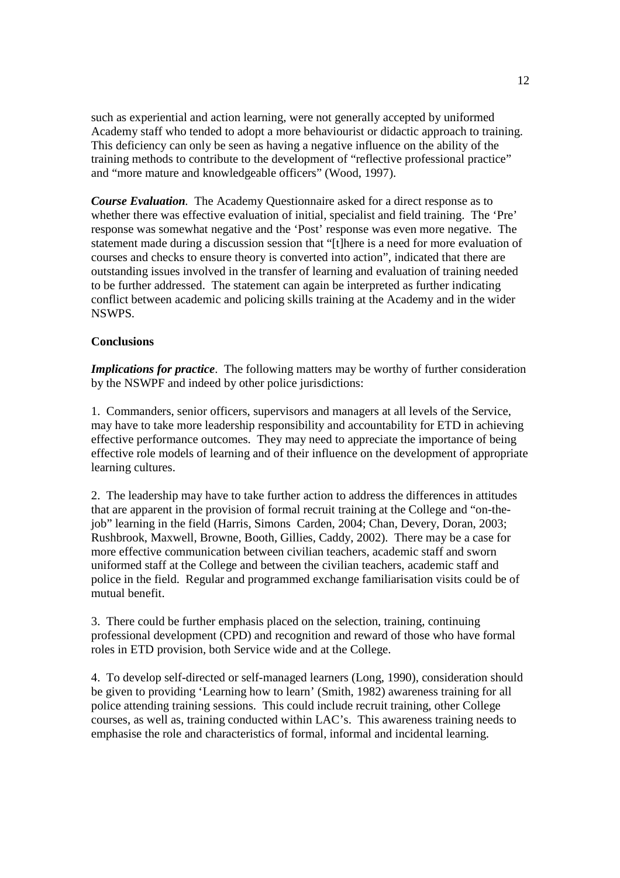such as experiential and action learning, were not generally accepted by uniformed Academy staff who tended to adopt a more behaviourist or didactic approach to training. This deficiency can only be seen as having a negative influence on the ability of the training methods to contribute to the development of "reflective professional practice" and "more mature and knowledgeable officers" (Wood, 1997).

***Course Evaluation**.* The Academy Questionnaire asked for a direct response as to whether there was effective evaluation of initial, specialist and field training. The 'Pre' response was somewhat negative and the 'Post' response was even more negative. The statement made during a discussion session that "[t]here is a need for more evaluation of courses and checks to ensure theory is converted into action", indicated that there are outstanding issues involved in the transfer of learning and evaluation of training needed to be further addressed. The statement can again be interpreted as further indicating conflict between academic and policing skills training at the Academy and in the wider NSWPS.

**Conclusions**

***Implications for practice***. The following matters may be worthy of further consideration by the NSWPF and indeed by other police jurisdictions:

1. Commanders, senior officers, supervisors and managers at all levels of the Service, may have to take more leadership responsibility and accountability for ETD in achieving effective performance outcomes. They may need to appreciate the importance of being effective role models of learning and of their influence on the development of appropriate learning cultures.

2. The leadership may have to take further action to address the differences in attitudes that are apparent in the provision of formal recruit training at the College and "on-the-job" learning in the field (Harris, Simons Carden, 2004; Chan, Devery, Doran, 2003; Rushbrook, Maxwell, Browne, Booth, Gillies, Caddy, 2002). There may be a case for more effective communication between civilian teachers, academic staff and sworn uniformed staff at the College and between the civilian teachers, academic staff and police in the field. Regular and programmed exchange familiarisation visits could be of mutual benefit.

3. There could be further emphasis placed on the selection, training, continuing professional development (CPD) and recognition and reward of those who have formal roles in ETD provision, both Service wide and at the College.

4. To develop self-directed or self-managed learners (Long, 1990), consideration should be given to providing 'Learning how to learn' (Smith, 1982) awareness training for all police attending training sessions. This could include recruit training, other College courses, as well as, training conducted within LAC's. This awareness training needs to emphasise the role and characteristics of formal, informal and incidental learning.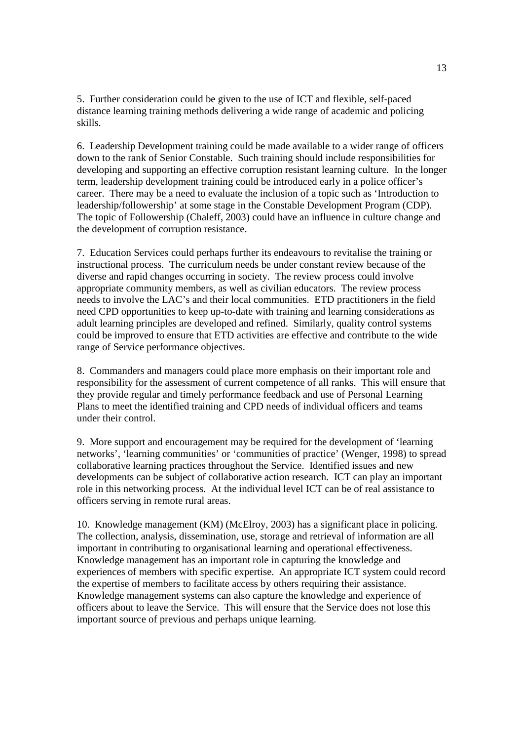5. Further consideration could be given to the use of ICT and flexible, self-paced distance learning training methods delivering a wide range of academic and policing skills.

6. Leadership Development training could be made available to a wider range of officers down to the rank of Senior Constable. Such training should include responsibilities for developing and supporting an effective corruption resistant learning culture. In the longer term, leadership development training could be introduced early in a police officer's career. There may be a need to evaluate the inclusion of a topic such as 'Introduction to leadership/followership' at some stage in the Constable Development Program (CDP). The topic of Followership (Chaleff, 2003) could have an influence in culture change and the development of corruption resistance.

7. Education Services could perhaps further its endeavours to revitalise the training or instructional process. The curriculum needs be under constant review because of the diverse and rapid changes occurring in society. The review process could involve appropriate community members, as well as civilian educators. The review process needs to involve the LAC's and their local communities. ETD practitioners in the field need CPD opportunities to keep up-to-date with training and learning considerations as adult learning principles are developed and refined. Similarly, quality control systems could be improved to ensure that ETD activities are effective and contribute to the wide range of Service performance objectives.

8. Commanders and managers could place more emphasis on their important role and responsibility for the assessment of current competence of all ranks. This will ensure that they provide regular and timely performance feedback and use of Personal Learning Plans to meet the identified training and CPD needs of individual officers and teams under their control.

9. More support and encouragement may be required for the development of 'learning networks', 'learning communities' or 'communities of practice' (Wenger, 1998) to spread collaborative learning practices throughout the Service. Identified issues and new developments can be subject of collaborative action research. ICT can play an important role in this networking process. At the individual level ICT can be of real assistance to officers serving in remote rural areas.

10. Knowledge management (KM) (McElroy, 2003) has a significant place in policing. The collection, analysis, dissemination, use, storage and retrieval of information are all important in contributing to organisational learning and operational effectiveness. Knowledge management has an important role in capturing the knowledge and experiences of members with specific expertise. An appropriate ICT system could record the expertise of members to facilitate access by others requiring their assistance. Knowledge management systems can also capture the knowledge and experience of officers about to leave the Service. This will ensure that the Service does not lose this important source of previous and perhaps unique learning.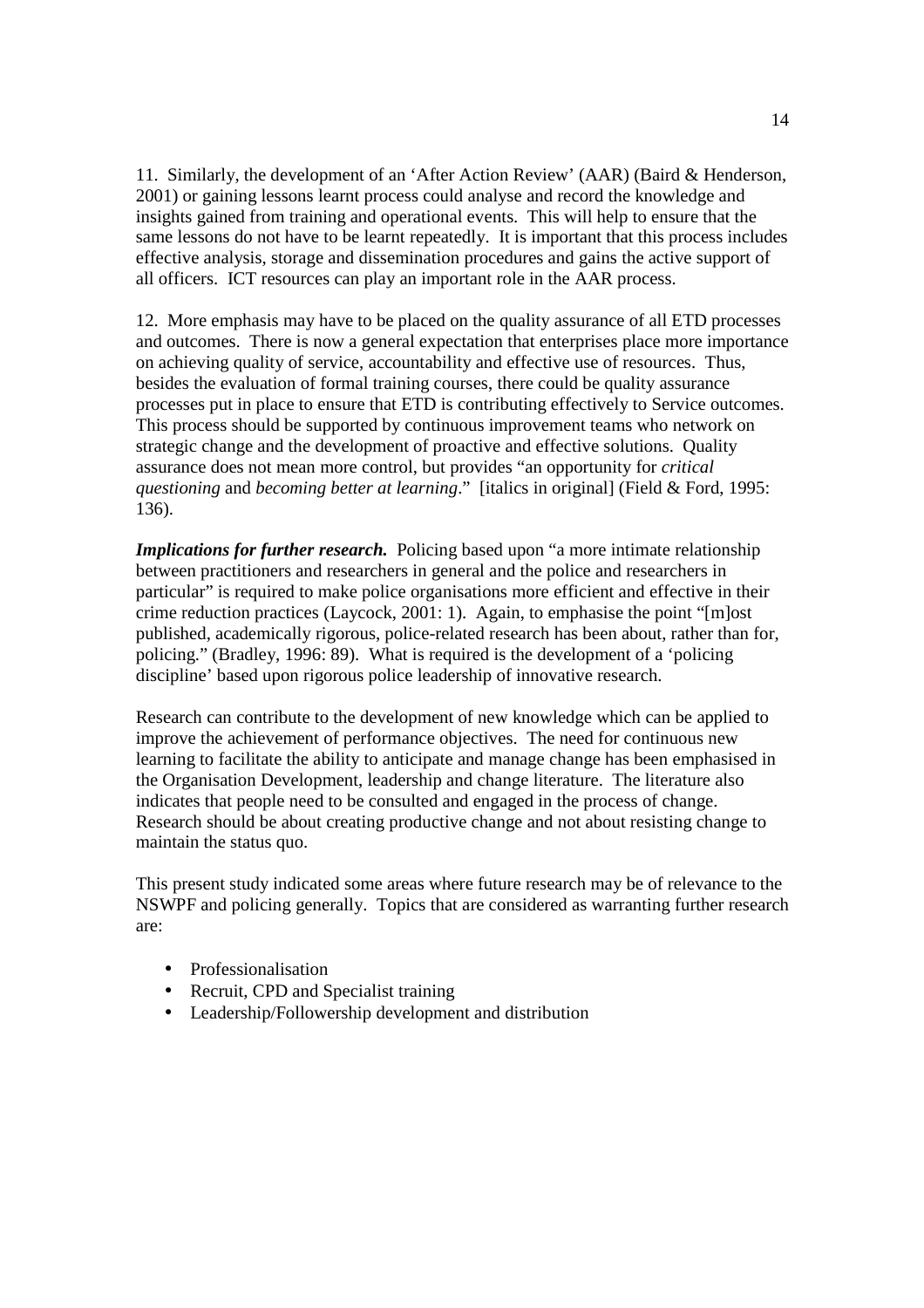11. Similarly, the development of an 'After Action Review' (AAR) (Baird & Henderson, 2001) or gaining lessons learnt process could analyse and record the knowledge and insights gained from training and operational events. This will help to ensure that the same lessons do not have to be learnt repeatedly. It is important that this process includes effective analysis, storage and dissemination procedures and gains the active support of all officers. ICT resources can play an important role in the AAR process.

12. More emphasis may have to be placed on the quality assurance of all ETD processes and outcomes. There is now a general expectation that enterprises place more importance on achieving quality of service, accountability and effective use of resources. Thus, besides the evaluation of formal training courses, there could be quality assurance processes put in place to ensure that ETD is contributing effectively to Service outcomes. This process should be supported by continuous improvement teams who network on strategic change and the development of proactive and effective solutions. Quality assurance does not mean more control, but provides "an opportunity for *critical questioning* and *becoming better at learning*." [italics in original] (Field & Ford, 1995: 136).

***Implications for further research.*** Policing based upon "a more intimate relationship between practitioners and researchers in general and the police and researchers in particular" is required to make police organisations more efficient and effective in their crime reduction practices (Laycock, 2001: 1). Again, to emphasise the point "[m]ost published, academically rigorous, police-related research has been about, rather than for, policing." (Bradley, 1996: 89). What is required is the development of a 'policing discipline' based upon rigorous police leadership of innovative research.

Research can contribute to the development of new knowledge which can be applied to improve the achievement of performance objectives. The need for continuous new learning to facilitate the ability to anticipate and manage change has been emphasised in the Organisation Development, leadership and change literature. The literature also indicates that people need to be consulted and engaged in the process of change. Research should be about creating productive change and not about resisting change to maintain the status quo.

This present study indicated some areas where future research may be of relevance to the NSWPF and policing generally. Topics that are considered as warranting further research are:

- Professionalisation
- Recruit, CPD and Specialist training
- Leadership/Followership development and distribution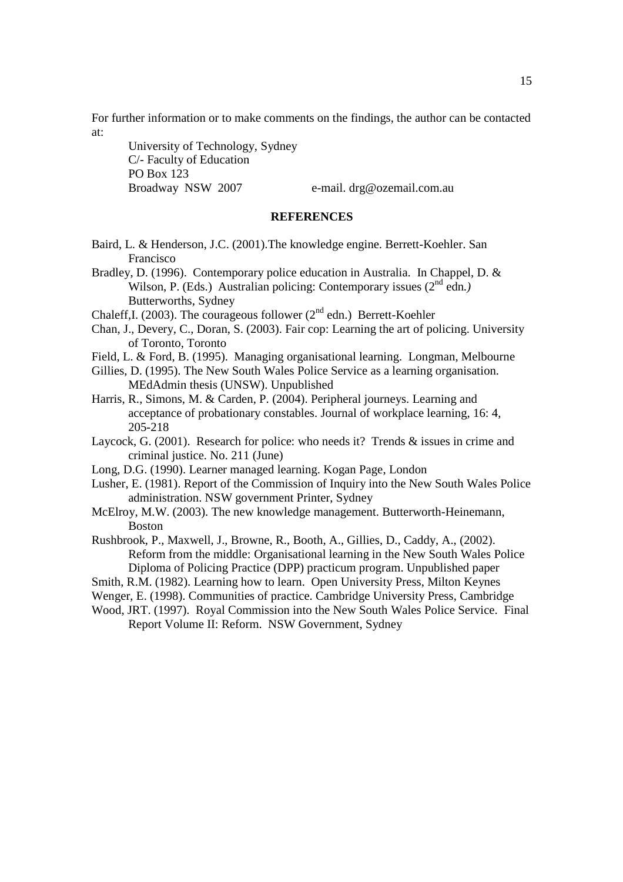For further information or to make comments on the findings, the author can be contacted at:

University of Technology, Sydney
C/- Faculty of Education
PO Box 123
Broadway NSW 2007 e-mail. drg@ozemail.com.au

## REFERENCES

Baird, L. & Henderson, J.C. (2001).The knowledge engine. Berrett-Koehler. San Francisco

Bradley, D. (1996). Contemporary police education in Australia. In Chappel, D. & Wilson, P. (Eds.) Australian policing: Contemporary issues (2nd edn.) Butterworths, Sydney

Chaleff,I. (2003). The courageous follower (2nd edn.) Berrett-Koehler

Chan, J., Devery, C., Doran, S. (2003). Fair cop: Learning the art of policing. University of Toronto, Toronto

Field, L. & Ford, B. (1995). Managing organisational learning. Longman, Melbourne

Gillies, D. (1995). The New South Wales Police Service as a learning organisation. MEdAdmin thesis (UNSW). Unpublished

Harris, R., Simons, M. & Carden, P. (2004). Peripheral journeys. Learning and acceptance of probationary constables. Journal of workplace learning, 16: 4, 205-218

Laycock, G. (2001). Research for police: who needs it? Trends & issues in crime and criminal justice. No. 211 (June)

Long, D.G. (1990). Learner managed learning. Kogan Page, London

Lusher, E. (1981). Report of the Commission of Inquiry into the New South Wales Police administration. NSW government Printer, Sydney

McElroy, M.W. (2003). The new knowledge management. Butterworth-Heinemann, Boston

Rushbrook, P., Maxwell, J., Browne, R., Booth, A., Gillies, D., Caddy, A., (2002). Reform from the middle: Organisational learning in the New South Wales Police Diploma of Policing Practice (DPP) practicum program. Unpublished paper

Smith, R.M. (1982). Learning how to learn. Open University Press, Milton Keynes

Wenger, E. (1998). Communities of practice. Cambridge University Press, Cambridge

Wood, JRT. (1997). Royal Commission into the New South Wales Police Service. Final Report Volume II: Reform. NSW Government, Sydney